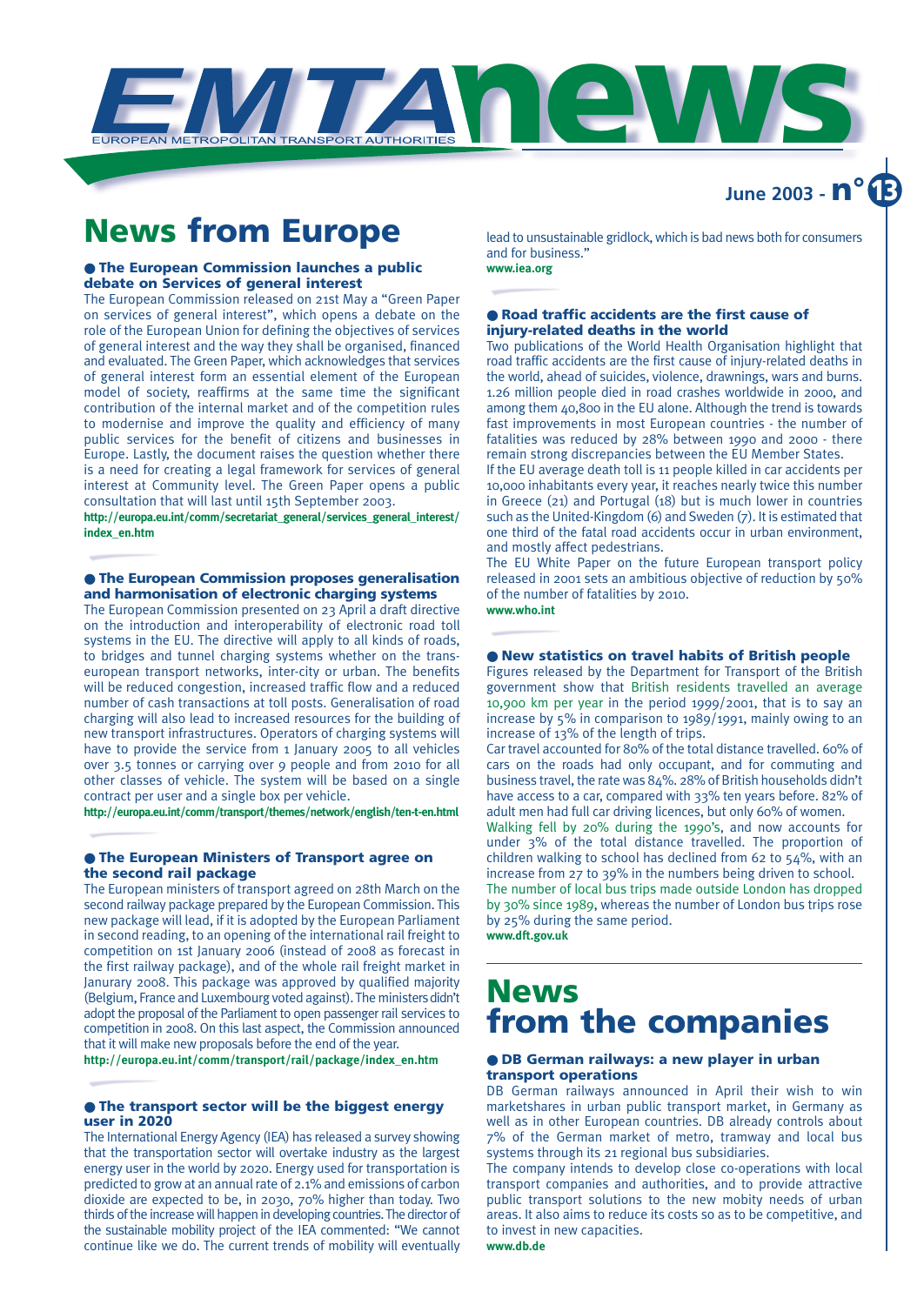# EMTA news

EUROPEAN METROPOLITAN TRANSPORT AUTHORITIES

June 2003 - n° 13

# News from Europe

### ● The European Commission launches a public debate on Services of general interest

The European Commission released on 21st May a "Green Paper on services of general interest", which opens a debate on the role of the European Union for defining the objectives of services of general interest and the way they shall be organised, financed and evaluated. The Green Paper, which acknowledges that services of general interest form an essential element of the European model of society, reaffirms at the same time the significant contribution of the internal market and of the competition rules to modernise and improve the quality and efficiency of many public services for the benefit of citizens and businesses in Europe. Lastly, the document raises the question whether there is a need for creating a legal framework for services of general interest at Community level. The Green Paper opens a public consultation that will last until 15th September 2003.

**http://europa.eu.int/comm/secretariat_general/services_general_interest/index_en.htm**

### ● The European Commission proposes generalisation and harmonisation of electronic charging systems

The European Commission presented on 23 April a draft directive on the introduction and interoperability of electronic road toll systems in the EU. The directive will apply to all kinds of roads, to bridges and tunnel charging systems whether on the trans-european transport networks, inter-city or urban. The benefits will be reduced congestion, increased traffic flow and a reduced number of cash transactions at toll posts. Generalisation of road charging will also lead to increased resources for the building of new transport infrastructures. Operators of charging systems will have to provide the service from 1 January 2005 to all vehicles over 3.5 tonnes or carrying over 9 people and from 2010 for all other classes of vehicle. The system will be based on a single contract per user and a single box per vehicle.

**http://europa.eu.int/comm/transport/themes/network/english/ten-t-en.html**

### ● The European Ministers of Transport agree on the second rail package

The European ministers of transport agreed on 28th March on the second railway package prepared by the European Commission. This new package will lead, if it is adopted by the European Parliament in second reading, to an opening of the international rail freight to competition on 1st January 2006 (instead of 2008 as forecast in the first railway package), and of the whole rail freight market in Janurary 2008. This package was approved by qualified majority (Belgium, France and Luxembourg voted against). The ministers didn't adopt the proposal of the Parliament to open passenger rail services to competition in 2008. On this last aspect, the Commission announced that it will make new proposals before the end of the year.

**http://europa.eu.int/comm/transport/rail/package/index_en.htm**

### ● The transport sector will be the biggest energy user in 2020

The International Energy Agency (IEA) has released a survey showing that the transportation sector will overtake industry as the largest energy user in the world by 2020. Energy used for transportation is predicted to grow at an annual rate of 2.1% and emissions of carbon dioxide are expected to be, in 2030, 70% higher than today. Two thirds of the increase will happen in developing countries. The director of the sustainable mobility project of the IEA commented: "We cannot continue like we do. The current trends of mobility will eventually lead to unsustainable gridlock, which is bad news both for consumers and for business."

**www.iea.org**

### ● Road traffic accidents are the first cause of injury-related deaths in the world

Two publications of the World Health Organisation highlight that road traffic accidents are the first cause of injury-related deaths in the world, ahead of suicides, violence, drawnings, wars and burns. 1.26 million people died in road crashes worldwide in 2000, and among them 40,800 in the EU alone. Although the trend is towards fast improvements in most European countries - the number of fatalities was reduced by 28% between 1990 and 2000 - there remain strong discrepancies between the EU Member States.

If the EU average death toll is 11 people killed in car accidents per 10,000 inhabitants every year, it reaches nearly twice this number in Greece (21) and Portugal (18) but is much lower in countries such as the United-Kingdom (6) and Sweden (7). It is estimated that one third of the fatal road accidents occur in urban environment, and mostly affect pedestrians.

The EU White Paper on the future European transport policy released in 2001 sets an ambitious objective of reduction by 50% of the number of fatalities by 2010.

**www.who.int**

### ● New statistics on travel habits of British people

Figures released by the Department for Transport of the British government show that British residents travelled an average 10,900 km per year in the period 1999/2001, that is to say an increase by 5% in comparison to 1989/1991, mainly owing to an increase of 13% of the length of trips.

Car travel accounted for 80% of the total distance travelled. 60% of cars on the roads had only occupant, and for commuting and business travel, the rate was 84%. 28% of British households didn't have access to a car, compared with 33% ten years before. 82% of adult men had full car driving licences, but only 60% of women.

Walking fell by 20% during the 1990's, and now accounts for under 3% of the total distance travelled. The proportion of children walking to school has declined from 62 to 54%, with an increase from 27 to 39% in the numbers being driven to school.

The number of local bus trips made outside London has dropped by 30% since 1989, whereas the number of London bus trips rose by 25% during the same period.

**www.dft.gov.uk**

# News from the companies

### ● DB German railways: a new player in urban transport operations

DB German railways announced in April their wish to win marketshares in urban public transport market, in Germany as well as in other European countries. DB already controls about 7% of the German market of metro, tramway and local bus systems through its 21 regional bus subsidiaries.

The company intends to develop close co-operations with local transport companies and authorities, and to provide attractive public transport solutions to the new mobity needs of urban areas. It also aims to reduce its costs so as to be competitive, and to invest in new capacities.

**www.db.de**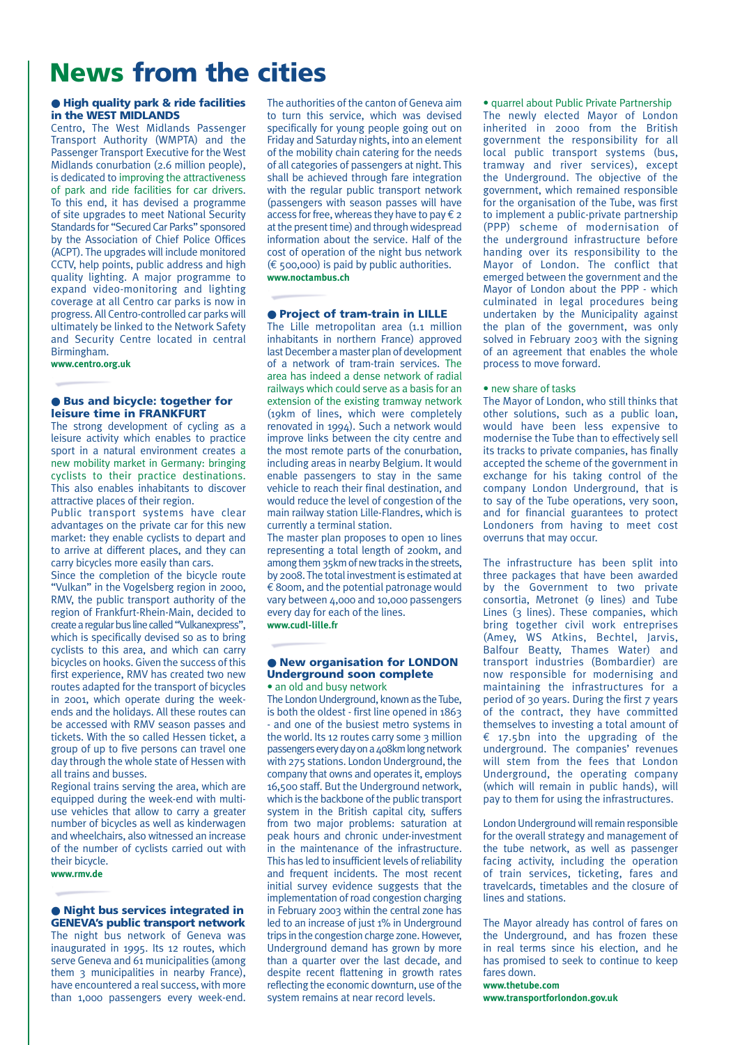# News from the cities

## ● High quality park & ride facilities in the WEST MIDLANDS

Centro, The West Midlands Passenger Transport Authority (WMPTA) and the Passenger Transport Executive for the West Midlands conurbation (2.6 million people), is dedicated to improving the attractiveness of park and ride facilities for car drivers. To this end, it has devised a programme of site upgrades to meet National Security Standards for "Secured Car Parks" sponsored by the Association of Chief Police Offices (ACPT). The upgrades will include monitored CCTV, help points, public address and high quality lighting. A major programme to expand video-monitoring and lighting coverage at all Centro car parks is now in progress. All Centro-controlled car parks will ultimately be linked to the Network Safety and Security Centre located in central Birmingham.

**www.centro.org.uk**

## ● Bus and bicycle: together for leisure time in FRANKFURT

The strong development of cycling as a leisure activity which enables to practice sport in a natural environment creates a new mobility market in Germany: bringing cyclists to their practice destinations. This also enables inhabitants to discover attractive places of their region.

Public transport systems have clear advantages on the private car for this new market: they enable cyclists to depart and to arrive at different places, and they can carry bicycles more easily than cars.

Since the completion of the bicycle route "Vulkan" in the Vogelsberg region in 2000, RMV, the public transport authority of the region of Frankfurt-Rhein-Main, decided to create a regular bus line called "Vulkanexpress", which is specifically devised so as to bring cyclists to this area, and which can carry bicycles on hooks. Given the success of this first experience, RMV has created two new routes adapted for the transport of bicycles in 2001, which operate during the week-ends and the holidays. All these routes can be accessed with RMV season passes and tickets. With the so called Hessen ticket, a group of up to five persons can travel one day through the whole state of Hessen with all trains and busses.

Regional trains serving the area, which are equipped during the week-end with multi-use vehicles that allow to carry a greater number of bicycles as well as kinderwagen and wheelchairs, also witnessed an increase of the number of cyclists carried out with their bicycle.

**www.rmv.de**

## ● Night bus services integrated in GENEVA's public transport network

The night bus network of Geneva was inaugurated in 1995. Its 12 routes, which serve Geneva and 61 municipalities (among them 3 municipalities in nearby France), have encountered a real success, with more than 1,000 passengers every week-end. The authorities of the canton of Geneva aim to turn this service, which was devised specifically for young people going out on Friday and Saturday nights, into an element of the mobility chain catering for the needs of all categories of passengers at night. This shall be achieved through fare integration with the regular public transport network (passengers with season passes will have access for free, whereas they have to pay € 2 at the present time) and through widespread information about the service. Half of the cost of operation of the night bus network (€ 500,000) is paid by public authorities.

**www.noctambus.ch**

## ● Project of tram-train in LILLE

The Lille metropolitan area (1.1 million inhabitants in northern France) approved last December a master plan of development of a network of tram-train services. The area has indeed a dense network of radial railways which could serve as a basis for an extension of the existing tramway network (19km of lines, which were completely renovated in 1994). Such a network would improve links between the city centre and the most remote parts of the conurbation, including areas in nearby Belgium. It would enable passengers to stay in the same vehicle to reach their final destination, and would reduce the level of congestion of the main railway station Lille-Flandres, which is currently a terminal station.

The master plan proposes to open 10 lines representing a total length of 200km, and among them 35km of new tracks in the streets, by 2008. The total investment is estimated at € 800m, and the potential patronage would vary between 4,000 and 10,000 passengers every day for each of the lines.

**www.cudl-lille.fr**

## ● New organisation for LONDON Underground soon complete

• an old and busy network

The London Underground, known as the Tube, is both the oldest - first line opened in 1863 - and one of the busiest metro systems in the world. Its 12 routes carry some 3 million passengers every day on a 408km long network with 275 stations. London Underground, the company that owns and operates it, employs 16,500 staff. But the Underground network, which is the backbone of the public transport system in the British capital city, suffers from two major problems: saturation at peak hours and chronic under-investment in the maintenance of the infrastructure. This has led to insufficient levels of reliability and frequent incidents. The most recent initial survey evidence suggests that the implementation of road congestion charging in February 2003 within the central zone has led to an increase of just 1% in Underground trips in the congestion charge zone. However, Underground demand has grown by more than a quarter over the last decade, and despite recent flattening in growth rates reflecting the economic downturn, use of the system remains at near record levels.

• quarrel about Public Private Partnership

The newly elected Mayor of London inherited in 2000 from the British government the responsibility for all local public transport systems (bus, tramway and river services), except the Underground. The objective of the government, which remained responsible for the organisation of the Tube, was first to implement a public-private partnership (PPP) scheme of modernisation of the underground infrastructure before handing over its responsibility to the Mayor of London. The conflict that emerged between the government and the Mayor of London about the PPP - which culminated in legal procedures being undertaken by the Municipality against the plan of the government, was only solved in February 2003 with the signing of an agreement that enables the whole process to move forward.

• new share of tasks

The Mayor of London, who still thinks that other solutions, such as a public loan, would have been less expensive to modernise the Tube than to effectively sell its tracks to private companies, has finally accepted the scheme of the government in exchange for his taking control of the company London Underground, that is to say of the Tube operations, very soon, and for financial guarantees to protect Londoners from having to meet cost overruns that may occur.

The infrastructure has been split into three packages that have been awarded by the Government to two private consortia, Metronet (9 lines) and Tube Lines (3 lines). These companies, which bring together civil work entreprises (Amey, WS Atkins, Bechtel, Jarvis, Balfour Beatty, Thames Water) and transport industries (Bombardier) are now responsible for modernising and maintaining the infrastructures for a period of 30 years. During the first 7 years of the contract, they have committed themselves to investing a total amount of € 17.5bn into the upgrading of the underground. The companies' revenues will stem from the fees that London Underground, the operating company (which will remain in public hands), will pay to them for using the infrastructures.

London Underground will remain responsible for the overall strategy and management of the tube network, as well as passenger facing activity, including the operation of train services, ticketing, fares and travelcards, timetables and the closure of lines and stations.

The Mayor already has control of fares on the Underground, and has frozen these in real terms since his election, and he has promised to seek to continue to keep fares down.

**www.thetube.com**
**www.transportforlondon.gov.uk**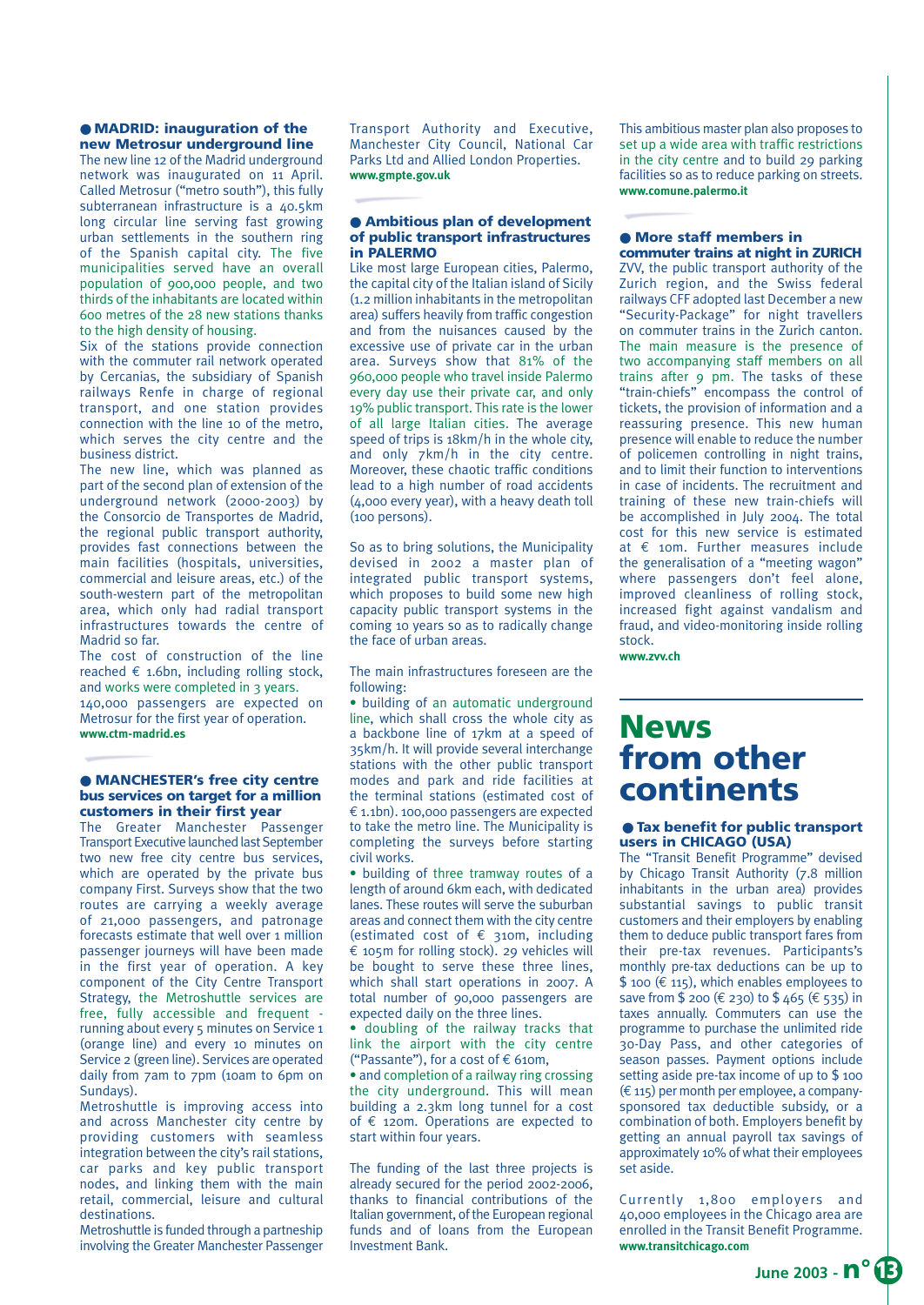### MADRID: inauguration of the new Metrosur underground line

The new line 12 of the Madrid underground network was inaugurated on 11 April. Called Metrosur ("metro south"), this fully subterranean infrastructure is a 40.5km long circular line serving fast growing urban settlements in the southern ring of the Spanish capital city. The five municipalities served have an overall population of 900,000 people, and two thirds of the inhabitants are located within 600 metres of the 28 new stations thanks to the high density of housing.

Six of the stations provide connection with the commuter rail network operated by Cercanias, the subsidiary of Spanish railways Renfe in charge of regional transport, and one station provides connection with the line 10 of the metro, which serves the city centre and the business district.

The new line, which was planned as part of the second plan of extension of the underground network (2000-2003) by the Consorcio de Transportes de Madrid, the regional public transport authority, provides fast connections between the main facilities (hospitals, universities, commercial and leisure areas, etc.) of the south-western part of the metropolitan area, which only had radial transport infrastructures towards the centre of Madrid so far.

The cost of construction of the line reached € 1.6bn, including rolling stock, and works were completed in 3 years.

140,000 passengers are expected on Metrosur for the first year of operation.

**www.ctm-madrid.es**

### MANCHESTER's free city centre bus services on target for a million customers in their first year

The Greater Manchester Passenger Transport Executive launched last September two new free city centre bus services, which are operated by the private bus company First. Surveys show that the two routes are carrying a weekly average of 21,000 passengers, and patronage forecasts estimate that well over 1 million passenger journeys will have been made in the first year of operation. A key component of the City Centre Transport Strategy, the Metroshuttle services are free, fully accessible and frequent - running about every 5 minutes on Service 1 (orange line) and every 10 minutes on Service 2 (green line). Services are operated daily from 7am to 7pm (10am to 6pm on Sundays).

Metroshuttle is improving access into and across Manchester city centre by providing customers with seamless integration between the city's rail stations, car parks and key public transport nodes, and linking them with the main retail, commercial, leisure and cultural destinations.

Metroshuttle is funded through a partneship involving the Greater Manchester Passenger Transport Authority and Executive, Manchester City Council, National Car Parks Ltd and Allied London Properties.

**www.gmpte.gov.uk**

### Ambitious plan of development of public transport infrastructures in PALERMO

Like most large European cities, Palermo, the capital city of the Italian island of Sicily (1.2 million inhabitants in the metropolitan area) suffers heavily from traffic congestion and from the nuisances caused by the excessive use of private car in the urban area. Surveys show that 81% of the 960,000 people who travel inside Palermo every day use their private car, and only 19% public transport. This rate is the lower of all large Italian cities. The average speed of trips is 18km/h in the whole city, and only 7km/h in the city centre. Moreover, these chaotic traffic conditions lead to a high number of road accidents (4,000 every year), with a heavy death toll (100 persons).

So as to bring solutions, the Municipality devised in 2002 a master plan of integrated public transport systems, which proposes to build some new high capacity public transport systems in the coming 10 years so as to radically change the face of urban areas.

The main infrastructures foreseen are the following:

- building of an automatic underground line, which shall cross the whole city as a backbone line of 17km at a speed of 35km/h. It will provide several interchange stations with the other public transport modes and park and ride facilities at the terminal stations (estimated cost of € 1.1bn). 100,000 passengers are expected to take the metro line. The Municipality is completing the surveys before starting civil works.
- building of three tramway routes of a length of around 6km each, with dedicated lanes. These routes will serve the suburban areas and connect them with the city centre (estimated cost of € 310m, including € 105m for rolling stock). 29 vehicles will be bought to serve these three lines, which shall start operations in 2007. A total number of 90,000 passengers are expected daily on the three lines.
- doubling of the railway tracks that link the airport with the city centre ("Passante"), for a cost of € 610m,
- and completion of a railway ring crossing the city underground. This will mean building a 2.3km long tunnel for a cost of € 120m. Operations are expected to start within four years.

The funding of the last three projects is already secured for the period 2002-2006, thanks to financial contributions of the Italian government, of the European regional funds and of loans from the European Investment Bank.

This ambitious master plan also proposes to set up a wide area with traffic restrictions in the city centre and to build 29 parking facilities so as to reduce parking on streets.

**www.comune.palermo.it**

### More staff members in commuter trains at night in ZURICH

ZVV, the public transport authority of the Zurich region, and the Swiss federal railways CFF adopted last December a new "Security-Package" for night travellers on commuter trains in the Zurich canton. The main measure is the presence of two accompanying staff members on all trains after 9 pm. The tasks of these "train-chiefs" encompass the control of tickets, the provision of information and a reassuring presence. This new human presence will enable to reduce the number of policemen controlling in night trains, and to limit their function to interventions in case of incidents. The recruitment and training of these new train-chiefs will be accomplished in July 2004. The total cost for this new service is estimated at € 10m. Further measures include the generalisation of a "meeting wagon" where passengers don't feel alone, improved cleanliness of rolling stock, increased fight against vandalism and fraud, and video-monitoring inside rolling stock.

**www.zvv.ch**

# News from other continents

### Tax benefit for public transport users in CHICAGO (USA)

The "Transit Benefit Programme" devised by Chicago Transit Authority (7.8 million inhabitants in the urban area) provides substantial savings to public transit customers and their employers by enabling them to deduce public transport fares from their pre-tax revenues. Participants's monthly pre-tax deductions can be up to $ 100 (€ 115), which enables employees to save from $ 200 (€ 230) to $ 465 (€ 535) in taxes annually. Commuters can use the programme to purchase the unlimited ride 30-Day Pass, and other categories of season passes. Payment options include setting aside pre-tax income of up to $ 100 (€ 115) per month per employee, a company-sponsored tax deductible subsidy, or a combination of both. Employers benefit by getting an annual payroll tax savings of approximately 10% of what their employees set aside.

Currently 1,800 employers and 40,000 employees in the Chicago area are enrolled in the Transit Benefit Programme.

**www.transitchicago.com**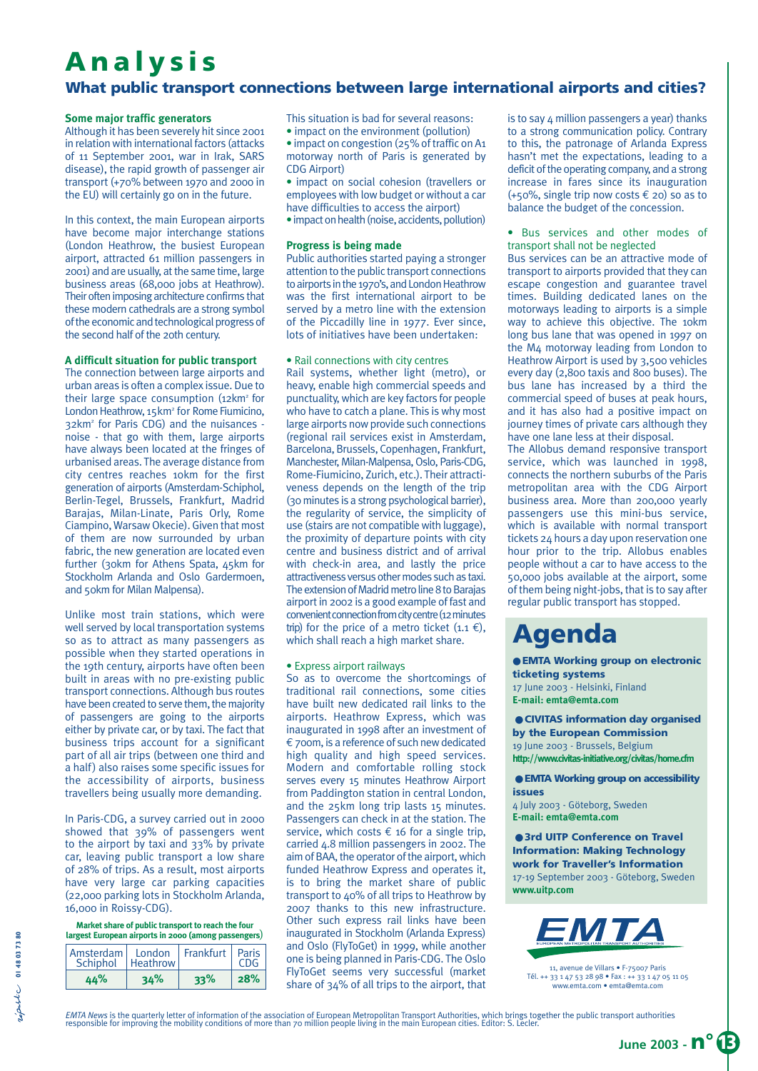# Analysis

## What public transport connections between large international airports and cities?

### Some major traffic generators

Although it has been severely hit since 2001 in relation with international factors (attacks of 11 September 2001, war in Irak, SARS disease), the rapid growth of passenger air transport (+70% between 1970 and 2000 in the EU) will certainly go on in the future.

In this context, the main European airports have become major interchange stations (London Heathrow, the busiest European airport, attracted 61 million passengers in 2001) and are usually, at the same time, large business areas (68,000 jobs at Heathrow). Their often imposing architecture confirms that these modern cathedrals are a strong symbol of the economic and technological progress of the second half of the 20th century.

### A difficult situation for public transport

The connection between large airports and urban areas is often a complex issue. Due to their large space consumption (12km² for London Heathrow, 15km² for Rome Fiumicino, 32km² for Paris CDG) and the nuisances - noise - that go with them, large airports have always been located at the fringes of urbanised areas. The average distance from city centres reaches 10km for the first generation of airports (Amsterdam-Schiphol, Berlin-Tegel, Brussels, Frankfurt, Madrid Barajas, Milan-Linate, Paris Orly, Rome Ciampino, Warsaw Okecie). Given that most of them are now surrounded by urban fabric, the new generation are located even further (30km for Athens Spata, 45km for Stockholm Arlanda and Oslo Gardermoen, and 50km for Milan Malpensa).

Unlike most train stations, which were well served by local transportation systems so as to attract as many passengers as possible when they started operations in the 19th century, airports have often been built in areas with no pre-existing public transport connections. Although bus routes have been created to serve them, the majority of passengers are going to the airports either by private car, or by taxi. The fact that business trips account for a significant part of all air trips (between one third and a half) also raises some specific issues for the accessibility of airports, business travellers being usually more demanding.

In Paris-CDG, a survey carried out in 2000 showed that 39% of passengers went to the airport by taxi and 33% by private car, leaving public transport a low share of 28% of trips. As a result, most airports have very large car parking capacities (22,000 parking lots in Stockholm Arlanda, 16,000 in Roissy-CDG).

**Market share of public transport to reach the four largest European airports in 2000 (among passengers)**

| Amsterdam Schiphol | London Heathrow | Frankfurt | Paris CDG |
|---|---|---|---|
| 44% | 34% | 33% | 28% |

This situation is bad for several reasons:

- impact on the environment (pollution)
- impact on congestion (25% of traffic on A1 motorway north of Paris is generated by CDG Airport)
- impact on social cohesion (travellers or employees with low budget or without a car have difficulties to access the airport)
- impact on health (noise, accidents, pollution)

### Progress is being made

Public authorities started paying a stronger attention to the public transport connections to airports in the 1970's, and London Heathrow was the first international airport to be served by a metro line with the extension of the Piccadilly line in 1977. Ever since, lots of initiatives have been undertaken:

- **Rail connections with city centres**

Rail systems, whether light (metro), or heavy, enable high commercial speeds and punctuality, which are key factors for people who have to catch a plane. This is why most large airports now provide such connections (regional rail services exist in Amsterdam, Barcelona, Brussels, Copenhagen, Frankfurt, Manchester, Milan-Malpensa, Oslo, Paris-CDG, Rome-Fiumicino, Zurich, etc.). Their attractiveness depends on the length of the trip (30 minutes is a strong psychological barrier), the regularity of service, the simplicity of use (stairs are not compatible with luggage), the proximity of departure points with city centre and business district and of arrival with check-in area, and lastly the price attractiveness versus other modes such as taxi. The extension of Madrid metro line 8 to Barajas airport in 2002 is a good example of fast and convenient connection from city centre (12 minutes trip) for the price of a metro ticket (1.1 €), which shall reach a high market share.

- **Express airport railways**

So as to overcome the shortcomings of traditional rail connections, some cities have built new dedicated rail links to the airports. Heathrow Express, which was inaugurated in 1998 after an investment of € 700m, is a reference of such new dedicated high quality and high speed services. Modern and comfortable rolling stock serves every 15 minutes Heathrow Airport from Paddington station in central London, and the 25km long trip lasts 15 minutes. Passengers can check in at the station. The service, which costs € 16 for a single trip, carried 4.8 million passengers in 2002. The aim of BAA, the operator of the airport, which funded Heathrow Express and operates it, is to bring the market share of public transport to 40% of all trips to Heathrow by 2007 thanks to this new infrastructure. Other such express rail links have been inaugurated in Stockholm (Arlanda Express) and Oslo (FlyToGet) in 1999, while another one is being planned in Paris-CDG. The Oslo FlyToGet seems very successful (market share of 34% of all trips to the airport, that is to say 4 million passengers a year) thanks to a strong communication policy. Contrary to this, the patronage of Arlanda Express hasn't met the expectations, leading to a deficit of the operating company, and a strong increase in fares since its inauguration (+50%, single trip now costs € 20) so as to balance the budget of the concession.

- **Bus services and other modes of transport shall not be neglected**

Bus services can be an attractive mode of transport to airports provided that they can escape congestion and guarantee travel times. Building dedicated lanes on the motorways leading to airports is a simple way to achieve this objective. The 10km long bus lane that was opened in 1997 on the M4 motorway leading from London to Heathrow Airport is used by 3,500 vehicles every day (2,800 taxis and 800 buses). The bus lane has increased by a third the commercial speed of buses at peak hours, and it has also had a positive impact on journey times of private cars although they have one lane less at their disposal.

The Allobus demand responsive transport service, which was launched in 1998, connects the northern suburbs of the Paris metropolitan area with the CDG Airport business area. More than 200,000 yearly passengers use this mini-bus service, which is available with normal transport tickets 24 hours a day upon reservation one hour prior to the trip. Allobus enables people without a car to have access to the 50,000 jobs available at the airport, some of them being night-jobs, that is to say after regular public transport has stopped.

# Agenda

- **EMTA Working group on electronic ticketing systems**
  17 June 2003 - Helsinki, Finland
  **E-mail: emta@emta.com**

- **CIVITAS information day organised by the European Commission**
  19 June 2003 - Brussels, Belgium
  **http://www.civitas-initiative.org/civitas/home.cfm**

- **EMTA Working group on accessibility issues**
  4 July 2003 - Göteborg, Sweden
  **E-mail: emta@emta.com**

- **3rd UITP Conference on Travel Information: Making Technology work for Traveller's Information**
  17-19 September 2003 - Göteborg, Sweden
  **www.uitp.com**

EMTA
EUROPEAN METROPOLITAN TRANSPORT AUTHORITIES

11, avenue de Villars • F-75007 Paris
Tél. ++ 33 1 47 53 28 98 • Fax : ++ 33 1 47 05 11 65
www.emta.com • emta@emta.com

*EMTA News* is the quarterly letter of information of the association of European Metropolitan Transport Authorities, which brings together the public transport authorities responsible for improving the mobility conditions of more than 70 million people living in the main European cities. Editor: S. Lecler.

**June 2003 - n° 13**